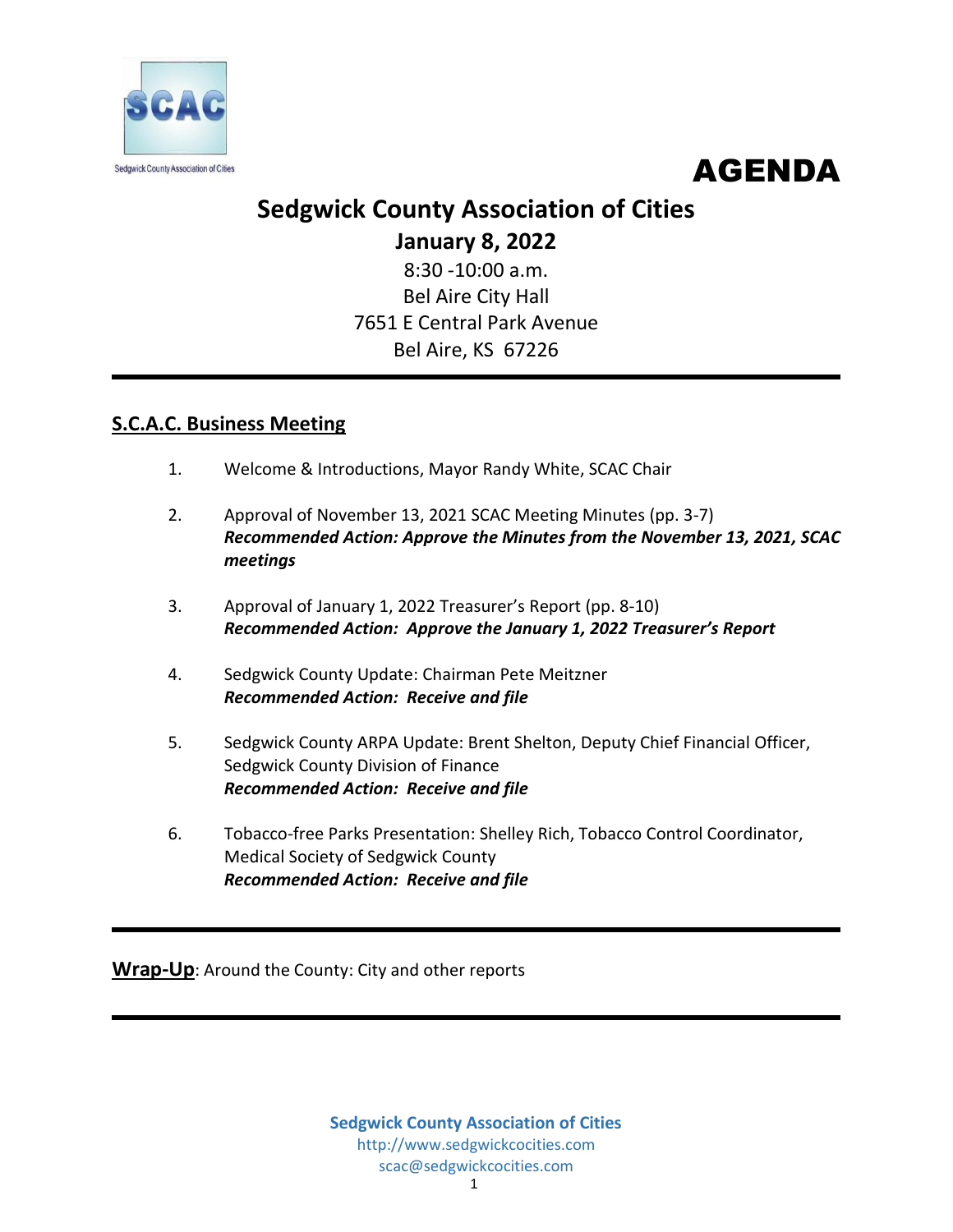SCAC

Sedgwick County Association of Cities

# AGENDA

## Sedgwick County Association of Cities

**January 8, 2022**

8:30 -10:00 a.m.
Bel Aire City Hall
7651 E Central Park Avenue
Bel Aire, KS 67226

---

### S.C.A.C. Business Meeting

1. Welcome & Introductions, Mayor Randy White, SCAC Chair

2. Approval of November 13, 2021 SCAC Meeting Minutes (pp. 3-7)
   ***Recommended Action: Approve the Minutes from the November 13, 2021, SCAC meetings***

3. Approval of January 1, 2022 Treasurer's Report (pp. 8-10)
   ***Recommended Action: Approve the January 1, 2022 Treasurer's Report***

4. Sedgwick County Update: Chairman Pete Meitzner
   ***Recommended Action: Receive and file***

5. Sedgwick County ARPA Update: Brent Shelton, Deputy Chief Financial Officer, Sedgwick County Division of Finance
   ***Recommended Action: Receive and file***

6. Tobacco-free Parks Presentation: Shelley Rich, Tobacco Control Coordinator, Medical Society of Sedgwick County
   ***Recommended Action: Receive and file***

---

**Wrap-Up**: Around the County: City and other reports

---

**Sedgwick County Association of Cities**
http://www.sedgwickcocities.com
scac@sedgwickcocities.com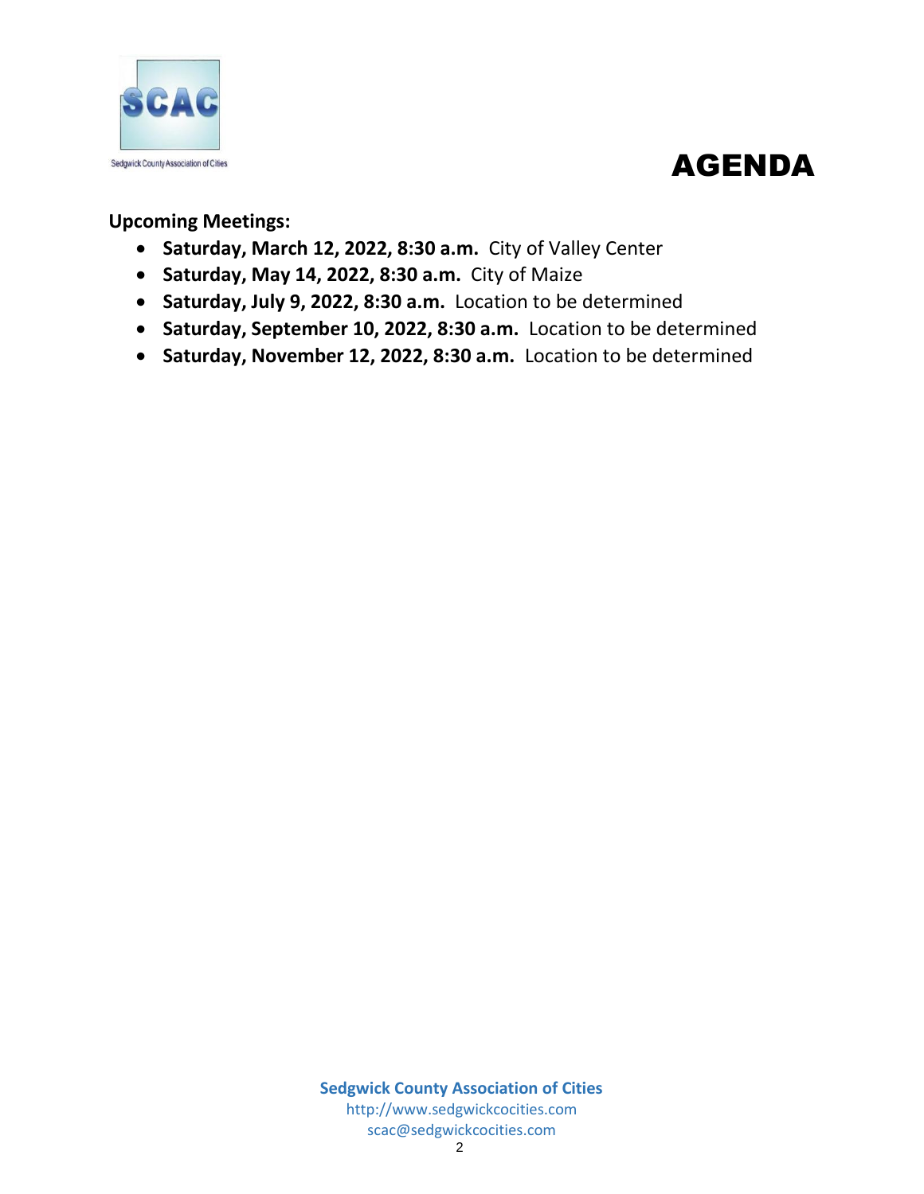# AGENDA

**Upcoming Meetings:**

- **Saturday, March 12, 2022, 8:30 a.m.** City of Valley Center
- **Saturday, May 14, 2022, 8:30 a.m.** City of Maize
- **Saturday, July 9, 2022, 8:30 a.m.** Location to be determined
- **Saturday, September 10, 2022, 8:30 a.m.** Location to be determined
- **Saturday, November 12, 2022, 8:30 a.m.** Location to be determined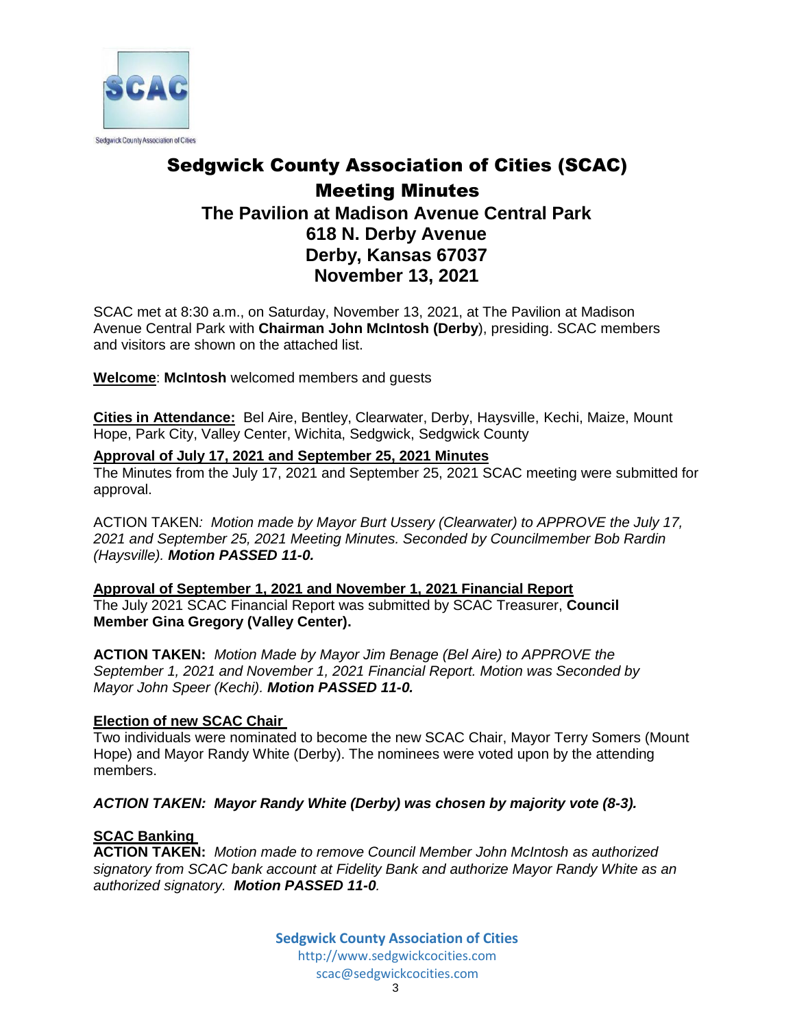Sedgwick County Association of Cities

# Sedgwick County Association of Cities (SCAC)
# Meeting Minutes
## The Pavilion at Madison Avenue Central Park
## 618 N. Derby Avenue
## Derby, Kansas 67037
## November 13, 2021

SCAC met at 8:30 a.m., on Saturday, November 13, 2021, at The Pavilion at Madison Avenue Central Park with **Chairman John McIntosh (Derby**), presiding. SCAC members and visitors are shown on the attached list.

**Welcome**: **McIntosh** welcomed members and guests

**Cities in Attendance:** Bel Aire, Bentley, Clearwater, Derby, Haysville, Kechi, Maize, Mount Hope, Park City, Valley Center, Wichita, Sedgwick, Sedgwick County

**Approval of July 17, 2021 and September 25, 2021 Minutes**

The Minutes from the July 17, 2021 and September 25, 2021 SCAC meeting were submitted for approval.

ACTION TAKEN*: Motion made by Mayor Burt Ussery (Clearwater) to APPROVE the July 17, 2021 and September 25, 2021 Meeting Minutes. Seconded by Councilmember Bob Rardin (Haysville).* ***Motion PASSED 11-0.***

**Approval of September 1, 2021 and November 1, 2021 Financial Report**

The July 2021 SCAC Financial Report was submitted by SCAC Treasurer, **Council Member Gina Gregory (Valley Center).**

**ACTION TAKEN:** *Motion Made by Mayor Jim Benage (Bel Aire) to APPROVE the September 1, 2021 and November 1, 2021 Financial Report. Motion was Seconded by Mayor John Speer (Kechi).* ***Motion PASSED 11-0.***

**Election of new SCAC Chair**

Two individuals were nominated to become the new SCAC Chair, Mayor Terry Somers (Mount Hope) and Mayor Randy White (Derby). The nominees were voted upon by the attending members.

***ACTION TAKEN: Mayor Randy White (Derby) was chosen by majority vote (8-3).***

**SCAC Banking**

**ACTION TAKEN:** *Motion made to remove Council Member John McIntosh as authorized signatory from SCAC bank account at Fidelity Bank and authorize Mayor Randy White as an authorized signatory.* ***Motion PASSED 11-0****.*

**Sedgwick County Association of Cities**
http://www.sedgwickcocities.com
scac@sedgwickcocities.com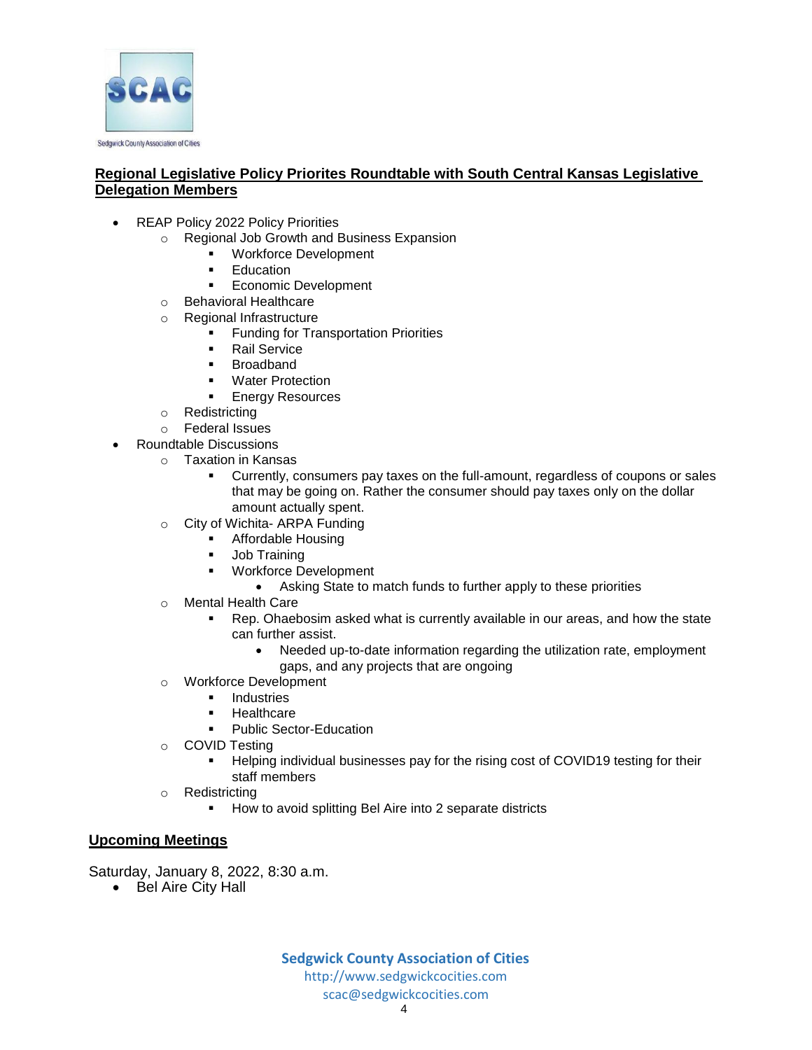**Regional Legislative Policy Priorites Roundtable with South Central Kansas Legislative Delegation Members**

- REAP Policy 2022 Policy Priorities
  - Regional Job Growth and Business Expansion
    - Workforce Development
    - Education
    - Economic Development
  - Behavioral Healthcare
  - Regional Infrastructure
    - Funding for Transportation Priorities
    - Rail Service
    - Broadband
    - Water Protection
    - Energy Resources
  - Redistricting
  - Federal Issues
- Roundtable Discussions
  - Taxation in Kansas
    - Currently, consumers pay taxes on the full-amount, regardless of coupons or sales that may be going on. Rather the consumer should pay taxes only on the dollar amount actually spent.
  - City of Wichita- ARPA Funding
    - Affordable Housing
    - Job Training
    - Workforce Development
      - Asking State to match funds to further apply to these priorities
  - Mental Health Care
    - Rep. Ohaebosim asked what is currently available in our areas, and how the state can further assist.
      - Needed up-to-date information regarding the utilization rate, employment gaps, and any projects that are ongoing
  - Workforce Development
    - Industries
    - Healthcare
    - Public Sector-Education
  - COVID Testing
    - Helping individual businesses pay for the rising cost of COVID19 testing for their staff members
  - Redistricting
    - How to avoid splitting Bel Aire into 2 separate districts

**Upcoming Meetings**

Saturday, January 8, 2022, 8:30 a.m.

- Bel Aire City Hall

**Sedgwick County Association of Cities**
http://www.sedgwickcocities.com
scac@sedgwickcocities.com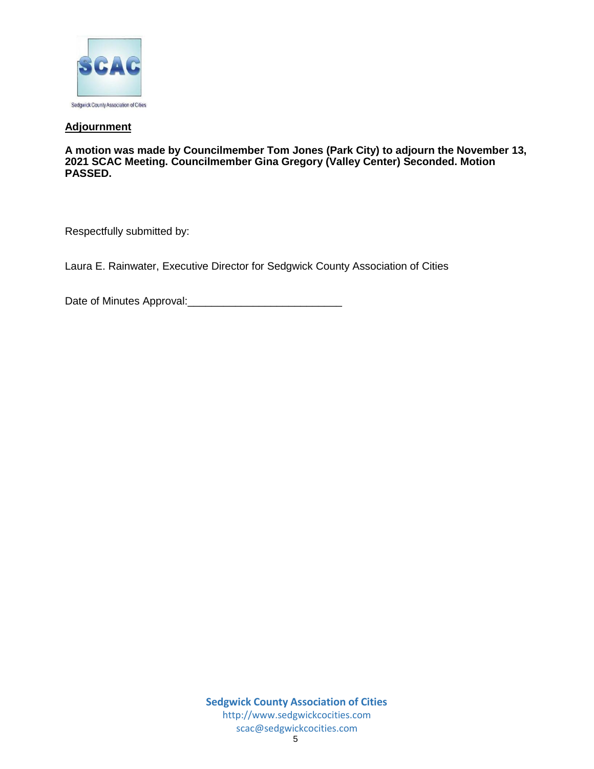## Adjournment

**A motion was made by Councilmember Tom Jones (Park City) to adjourn the November 13, 2021 SCAC Meeting. Councilmember Gina Gregory (Valley Center) Seconded. Motion PASSED.**

Respectfully submitted by:

Laura E. Rainwater, Executive Director for Sedgwick County Association of Cities

Date of Minutes Approval:_________________________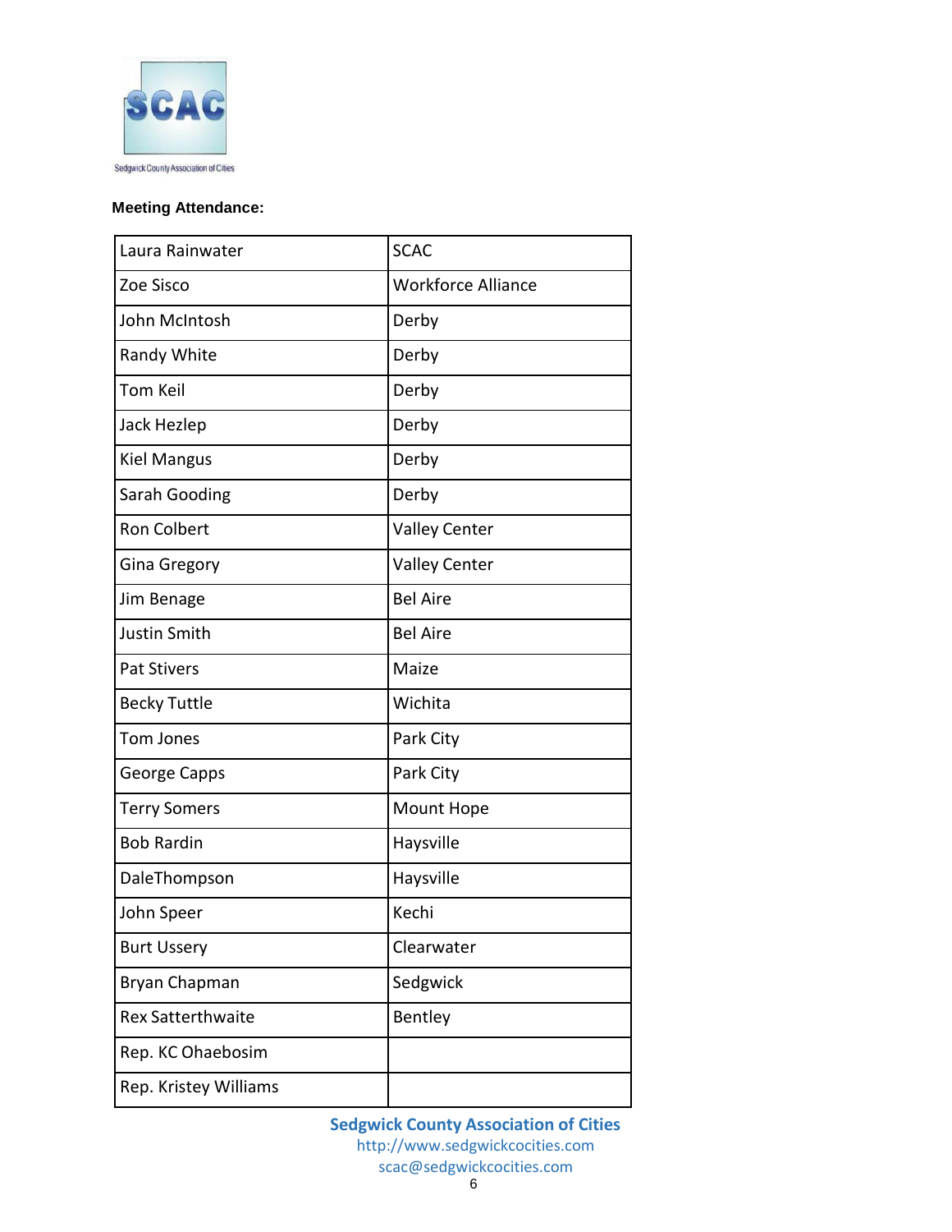**Meeting Attendance:**

| | |
|---|---|
| Laura Rainwater | SCAC |
| Zoe Sisco | Workforce Alliance |
| John McIntosh | Derby |
| Randy White | Derby |
| Tom Keil | Derby |
| Jack Hezlep | Derby |
| Kiel Mangus | Derby |
| Sarah Gooding | Derby |
| Ron Colbert | Valley Center |
| Gina Gregory | Valley Center |
| Jim Benage | Bel Aire |
| Justin Smith | Bel Aire |
| Pat Stivers | Maize |
| Becky Tuttle | Wichita |
| Tom Jones | Park City |
| George Capps | Park City |
| Terry Somers | Mount Hope |
| Bob Rardin | Haysville |
| DaleThompson | Haysville |
| John Speer | Kechi |
| Burt Ussery | Clearwater |
| Bryan Chapman | Sedgwick |
| Rex Satterthwaite | Bentley |
| Rep. KC Ohaebosim | |
| Rep. Kristey Williams | |

**Sedgwick County Association of Cities**
http://www.sedgwickcocities.com
scac@sedgwickcocities.com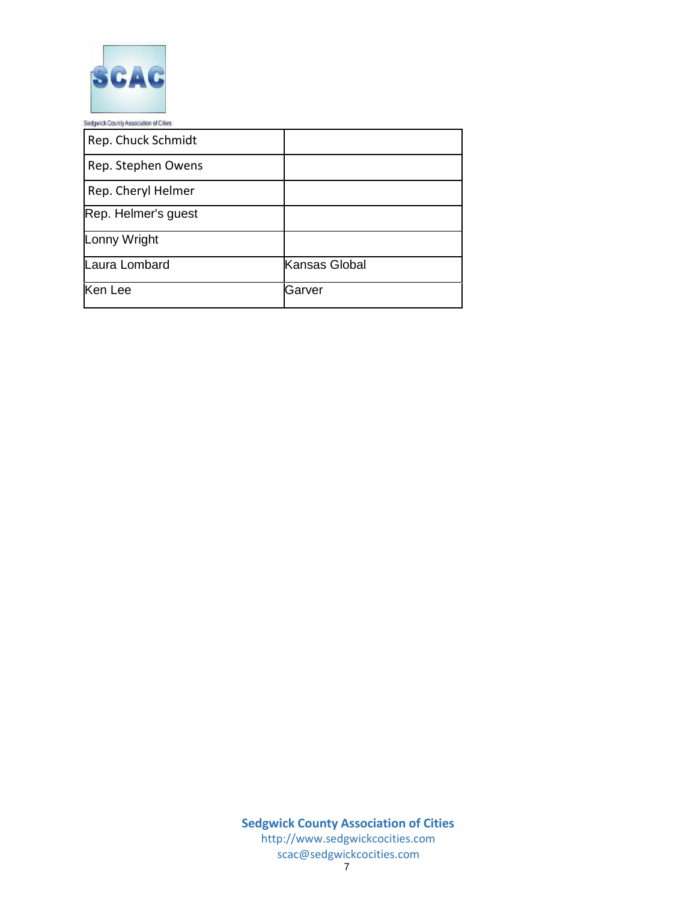| | |
|---|---|
| Rep. Chuck Schmidt | |
| Rep. Stephen Owens | |
| Rep. Cheryl Helmer | |
| Rep. Helmer's guest | |
| Lonny Wright | |
| Laura Lombard | Kansas Global |
| Ken Lee | Garver |